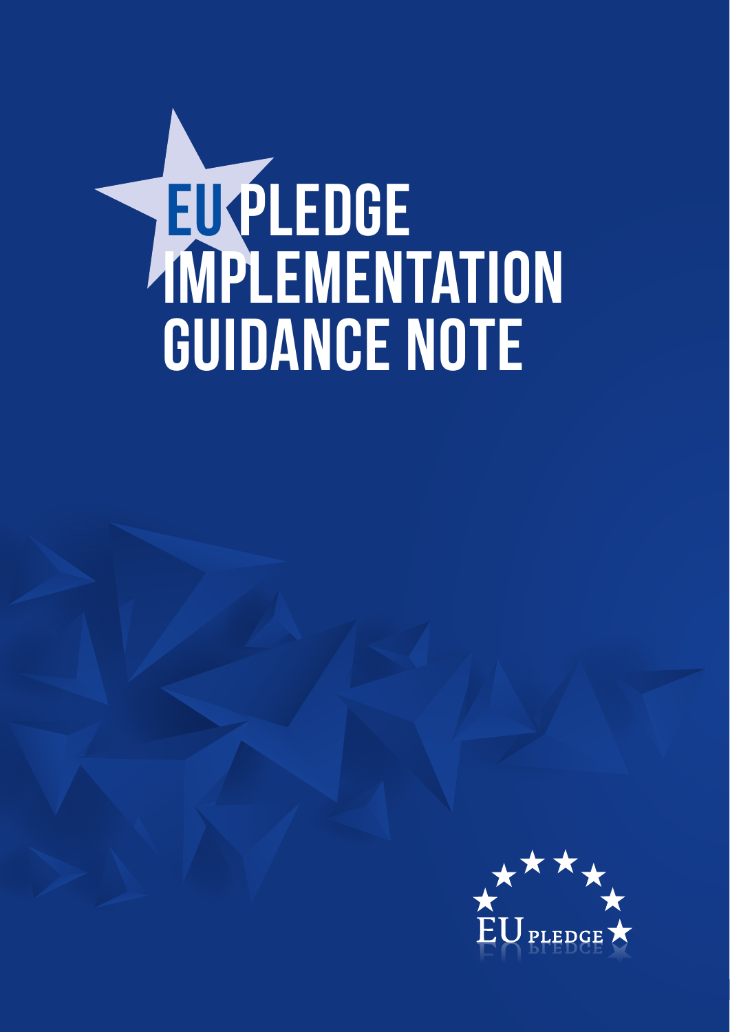# EU PLEDGE IMPLEMENTATION GUIDANCE NOTE

EU PLEDGE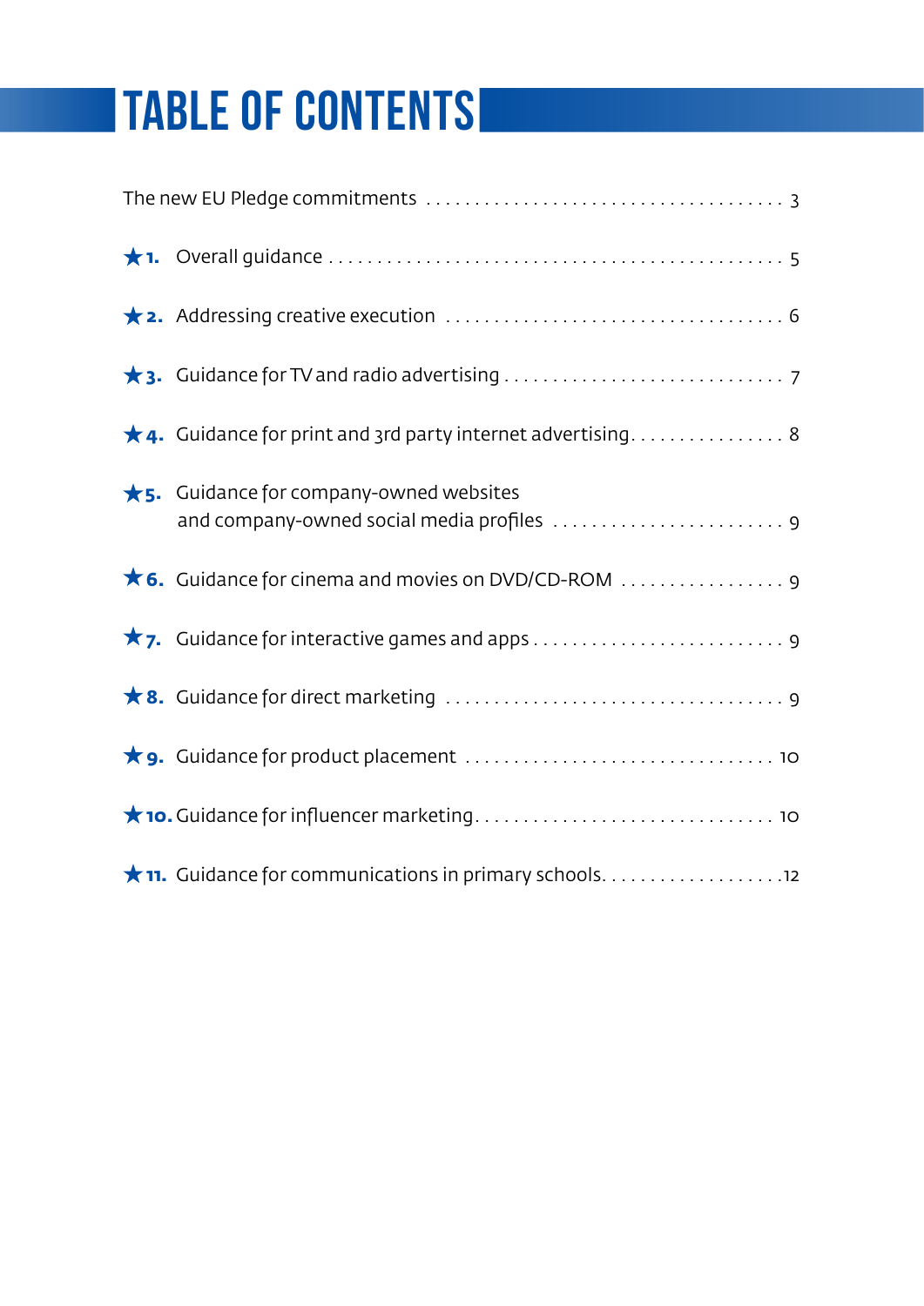# TABLE OF CONTENTS

The new EU Pledge commitments . . . . . . . . . . . . . . . . . . . . . . . . . . . . . . . . . . . 3

★ **1.** Overall guidance . . . . . . . . . . . . . . . . . . . . . . . . . . . . . . . . . . . . . . . . . . . . 5

★ **2.** Addressing creative execution . . . . . . . . . . . . . . . . . . . . . . . . . . . . . . . . . 6

★ **3.** Guidance for TV and radio advertising . . . . . . . . . . . . . . . . . . . . . . . . . . . 7

★ **4.** Guidance for print and 3rd party internet advertising . . . . . . . . . . . . . . . . 8

★ **5.** Guidance for company-owned websites and company-owned social media profiles . . . . . . . . . . . . . . . . . . . . . . . . 9

★ **6.** Guidance for cinema and movies on DVD/CD-ROM . . . . . . . . . . . . . . . . . 9

★ **7.** Guidance for interactive games and apps . . . . . . . . . . . . . . . . . . . . . . . . . 9

★ **8.** Guidance for direct marketing . . . . . . . . . . . . . . . . . . . . . . . . . . . . . . . . . 9

★ **9.** Guidance for product placement . . . . . . . . . . . . . . . . . . . . . . . . . . . . . . . 10

★ **10.** Guidance for influencer marketing . . . . . . . . . . . . . . . . . . . . . . . . . . . . . . 10

★ **11.** Guidance for communications in primary schools . . . . . . . . . . . . . . . . . . 12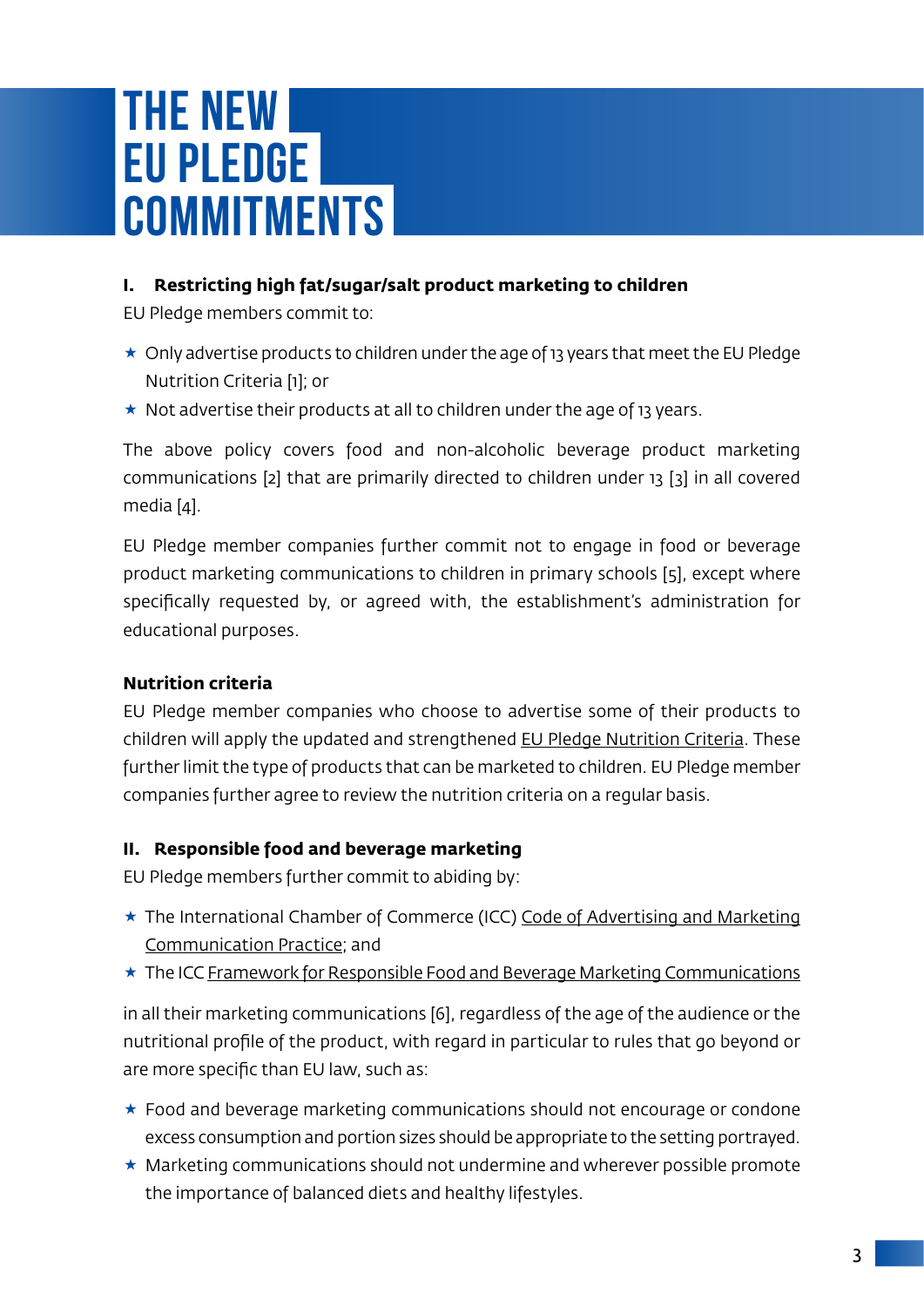# THE NEW EU PLEDGE COMMITMENTS

## I. Restricting high fat/sugar/salt product marketing to children

EU Pledge members commit to:

- Only advertise products to children under the age of 13 years that meet the EU Pledge Nutrition Criteria [1]; or
- Not advertise their products at all to children under the age of 13 years.

The above policy covers food and non-alcoholic beverage product marketing communications [2] that are primarily directed to children under 13 [3] in all covered media [4].

EU Pledge member companies further commit not to engage in food or beverage product marketing communications to children in primary schools [5], except where specifically requested by, or agreed with, the establishment's administration for educational purposes.

### Nutrition criteria

EU Pledge member companies who choose to advertise some of their products to children will apply the updated and strengthened EU Pledge Nutrition Criteria. These further limit the type of products that can be marketed to children. EU Pledge member companies further agree to review the nutrition criteria on a regular basis.

## II. Responsible food and beverage marketing

EU Pledge members further commit to abiding by:

- The International Chamber of Commerce (ICC) Code of Advertising and Marketing Communication Practice; and
- The ICC Framework for Responsible Food and Beverage Marketing Communications

in all their marketing communications [6], regardless of the age of the audience or the nutritional profile of the product, with regard in particular to rules that go beyond or are more specific than EU law, such as:

- Food and beverage marketing communications should not encourage or condone excess consumption and portion sizes should be appropriate to the setting portrayed.
- Marketing communications should not undermine and wherever possible promote the importance of balanced diets and healthy lifestyles.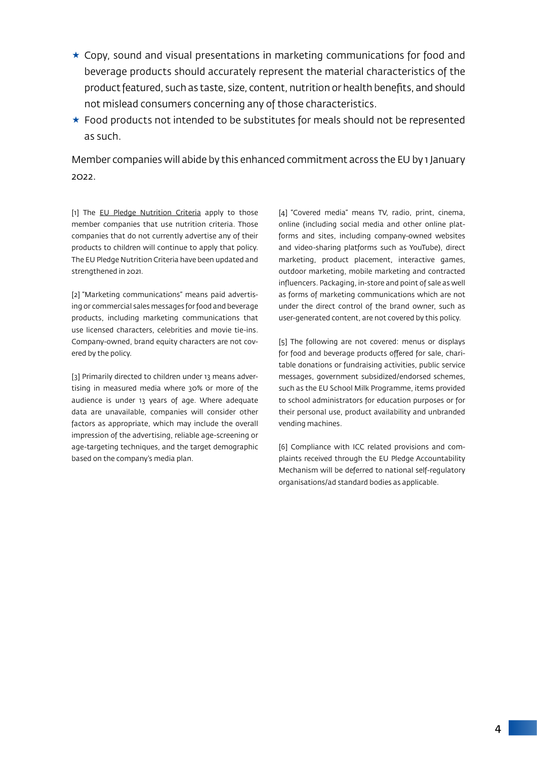- ★ Copy, sound and visual presentations in marketing communications for food and beverage products should accurately represent the material characteristics of the product featured, such as taste, size, content, nutrition or health benefits, and should not mislead consumers concerning any of those characteristics.
- ★ Food products not intended to be substitutes for meals should not be represented as such.

Member companies will abide by this enhanced commitment across the EU by 1 January 2022.

[1] The EU Pledge Nutrition Criteria apply to those member companies that use nutrition criteria. Those companies that do not currently advertise any of their products to children will continue to apply that policy. The EU Pledge Nutrition Criteria have been updated and strengthened in 2021.

[2] "Marketing communications" means paid advertising or commercial sales messages for food and beverage products, including marketing communications that use licensed characters, celebrities and movie tie-ins. Company-owned, brand equity characters are not covered by the policy.

[3] Primarily directed to children under 13 means advertising in measured media where 30% or more of the audience is under 13 years of age. Where adequate data are unavailable, companies will consider other factors as appropriate, which may include the overall impression of the advertising, reliable age-screening or age-targeting techniques, and the target demographic based on the company's media plan.

[4] "Covered media" means TV, radio, print, cinema, online (including social media and other online platforms and sites, including company-owned websites and video-sharing platforms such as YouTube), direct marketing, product placement, interactive games, outdoor marketing, mobile marketing and contracted influencers. Packaging, in-store and point of sale as well as forms of marketing communications which are not under the direct control of the brand owner, such as user-generated content, are not covered by this policy.

[5] The following are not covered: menus or displays for food and beverage products offered for sale, charitable donations or fundraising activities, public service messages, government subsidized/endorsed schemes, such as the EU School Milk Programme, items provided to school administrators for education purposes or for their personal use, product availability and unbranded vending machines.

[6] Compliance with ICC related provisions and complaints received through the EU Pledge Accountability Mechanism will be deferred to national self-regulatory organisations/ad standard bodies as applicable.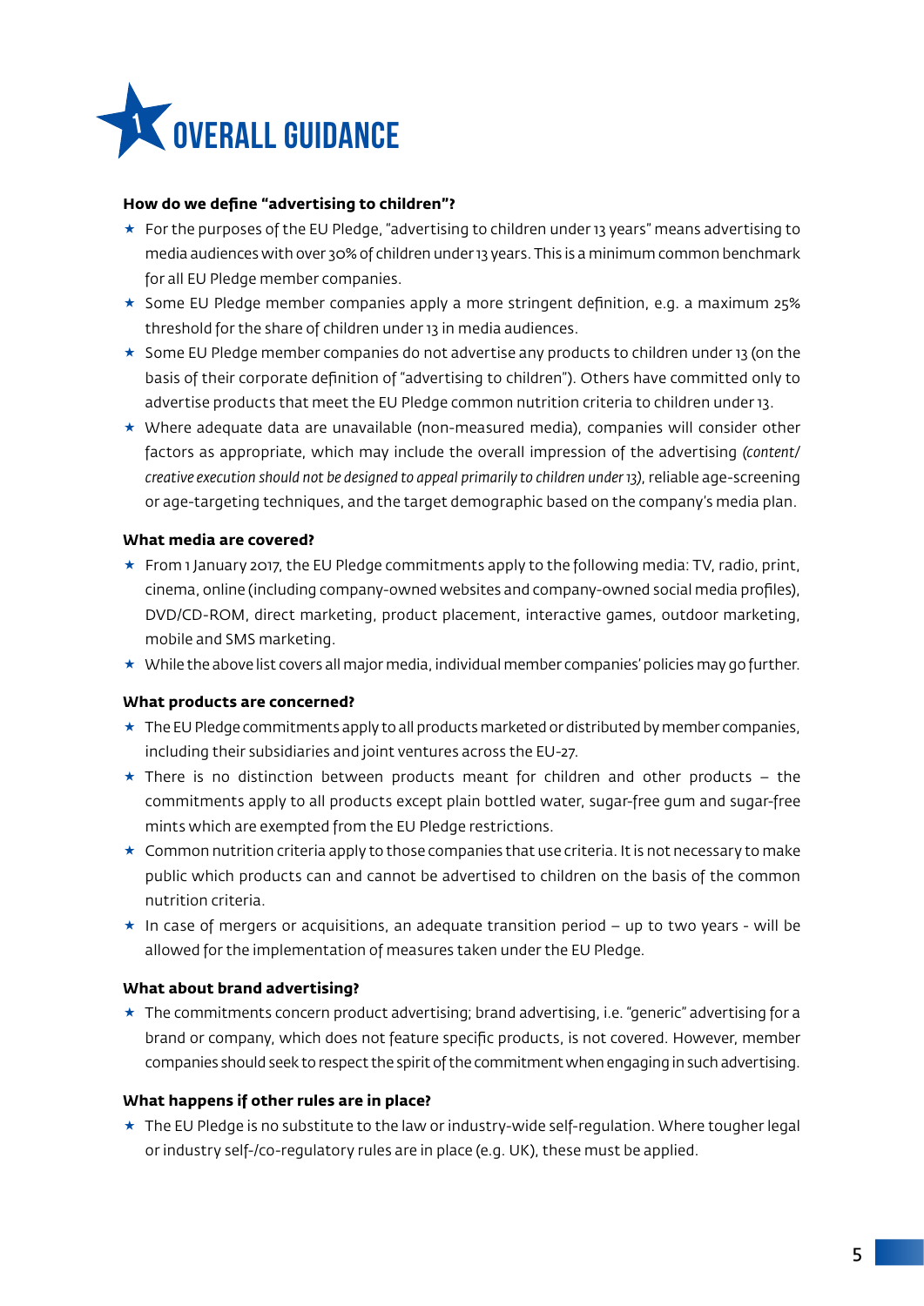# 1 OVERALL GUIDANCE

**How do we define "advertising to children"?**

- For the purposes of the EU Pledge, "advertising to children under 13 years" means advertising to media audiences with over 30% of children under 13 years. This is a minimum common benchmark for all EU Pledge member companies.
- Some EU Pledge member companies apply a more stringent definition, e.g. a maximum 25% threshold for the share of children under 13 in media audiences.
- Some EU Pledge member companies do not advertise any products to children under 13 (on the basis of their corporate definition of "advertising to children"). Others have committed only to advertise products that meet the EU Pledge common nutrition criteria to children under 13.
- Where adequate data are unavailable (non-measured media), companies will consider other factors as appropriate, which may include the overall impression of the advertising *(content/creative execution should not be designed to appeal primarily to children under 13)*, reliable age-screening or age-targeting techniques, and the target demographic based on the company's media plan.

**What media are covered?**

- From 1 January 2017, the EU Pledge commitments apply to the following media: TV, radio, print, cinema, online (including company-owned websites and company-owned social media profiles), DVD/CD-ROM, direct marketing, product placement, interactive games, outdoor marketing, mobile and SMS marketing.
- While the above list covers all major media, individual member companies' policies may go further.

**What products are concerned?**

- The EU Pledge commitments apply to all products marketed or distributed by member companies, including their subsidiaries and joint ventures across the EU-27.
- There is no distinction between products meant for children and other products – the commitments apply to all products except plain bottled water, sugar-free gum and sugar-free mints which are exempted from the EU Pledge restrictions.
- Common nutrition criteria apply to those companies that use criteria. It is not necessary to make public which products can and cannot be advertised to children on the basis of the common nutrition criteria.
- In case of mergers or acquisitions, an adequate transition period – up to two years - will be allowed for the implementation of measures taken under the EU Pledge.

**What about brand advertising?**

- The commitments concern product advertising; brand advertising, i.e. "generic" advertising for a brand or company, which does not feature specific products, is not covered. However, member companies should seek to respect the spirit of the commitment when engaging in such advertising.

**What happens if other rules are in place?**

- The EU Pledge is no substitute to the law or industry-wide self-regulation. Where tougher legal or industry self-/co-regulatory rules are in place (e.g. UK), these must be applied.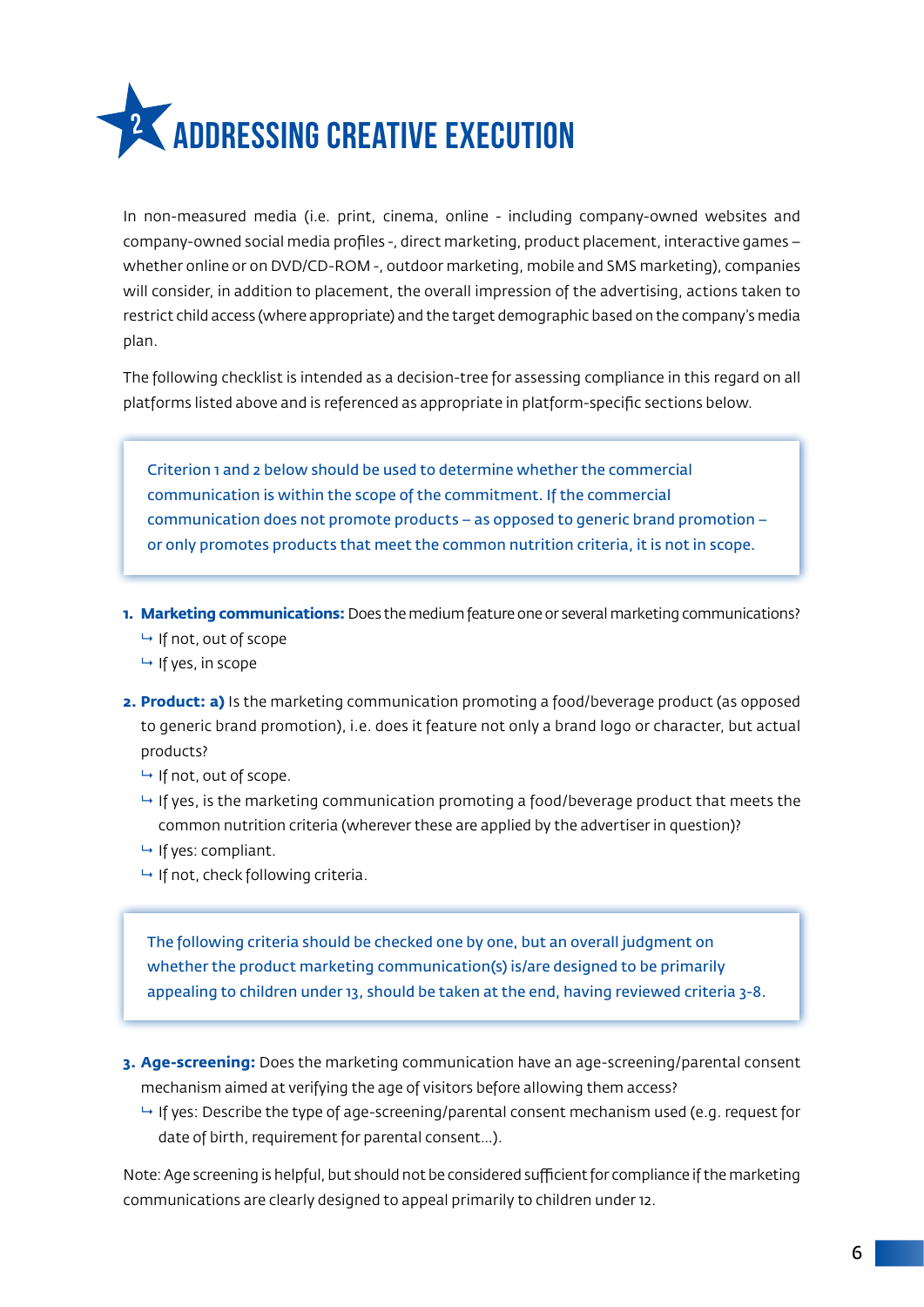# 2 ADDRESSING CREATIVE EXECUTION

In non-measured media (i.e. print, cinema, online - including company-owned websites and company-owned social media profiles -, direct marketing, product placement, interactive games – whether online or on DVD/CD-ROM -, outdoor marketing, mobile and SMS marketing), companies will consider, in addition to placement, the overall impression of the advertising, actions taken to restrict child access (where appropriate) and the target demographic based on the company's media plan.

The following checklist is intended as a decision-tree for assessing compliance in this regard on all platforms listed above and is referenced as appropriate in platform-specific sections below.

> Criterion 1 and 2 below should be used to determine whether the commercial communication is within the scope of the commitment. If the commercial communication does not promote products – as opposed to generic brand promotion – or only promotes products that meet the common nutrition criteria, it is not in scope.

1. **Marketing communications:** Does the medium feature one or several marketing communications?
   - ↳ If not, out of scope
   - ↳ If yes, in scope

2. **Product: a)** Is the marketing communication promoting a food/beverage product (as opposed to generic brand promotion), i.e. does it feature not only a brand logo or character, but actual products?
   - ↳ If not, out of scope.
   - ↳ If yes, is the marketing communication promoting a food/beverage product that meets the common nutrition criteria (wherever these are applied by the advertiser in question)?
   - ↳ If yes: compliant.
   - ↳ If not, check following criteria.

> The following criteria should be checked one by one, but an overall judgment on whether the product marketing communication(s) is/are designed to be primarily appealing to children under 13, should be taken at the end, having reviewed criteria 3-8.

3. **Age-screening:** Does the marketing communication have an age-screening/parental consent mechanism aimed at verifying the age of visitors before allowing them access?
   - ↳ If yes: Describe the type of age-screening/parental consent mechanism used (e.g. request for date of birth, requirement for parental consent...).

Note: Age screening is helpful, but should not be considered sufficient for compliance if the marketing communications are clearly designed to appeal primarily to children under 12.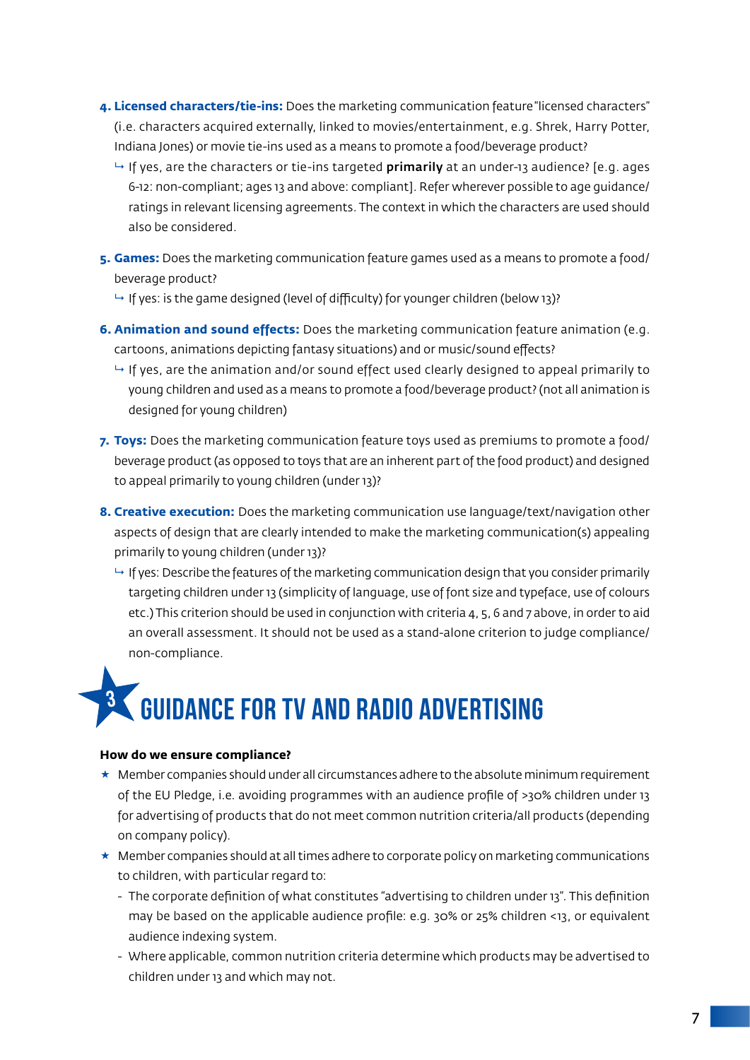4. **Licensed characters/tie-ins:** Does the marketing communication feature "licensed characters" (i.e. characters acquired externally, linked to movies/entertainment, e.g. Shrek, Harry Potter, Indiana Jones) or movie tie-ins used as a means to promote a food/beverage product?
   - ↳ If yes, are the characters or tie-ins targeted **primarily** at an under-13 audience? [e.g. ages 6-12: non-compliant; ages 13 and above: compliant]. Refer wherever possible to age guidance/ratings in relevant licensing agreements. The context in which the characters are used should also be considered.
5. **Games:** Does the marketing communication feature games used as a means to promote a food/beverage product?
   - ↳ If yes: is the game designed (level of difficulty) for younger children (below 13)?
6. **Animation and sound effects:** Does the marketing communication feature animation (e.g. cartoons, animations depicting fantasy situations) and or music/sound effects?
   - ↳ If yes, are the animation and/or sound effect used clearly designed to appeal primarily to young children and used as a means to promote a food/beverage product? (not all animation is designed for young children)
7. **Toys:** Does the marketing communication feature toys used as premiums to promote a food/beverage product (as opposed to toys that are an inherent part of the food product) and designed to appeal primarily to young children (under 13)?
8. **Creative execution:** Does the marketing communication use language/text/navigation other aspects of design that are clearly intended to make the marketing communication(s) appealing primarily to young children (under 13)?
   - ↳ If yes: Describe the features of the marketing communication design that you consider primarily targeting children under 13 (simplicity of language, use of font size and typeface, use of colours etc.) This criterion should be used in conjunction with criteria 4, 5, 6 and 7 above, in order to aid an overall assessment. It should not be used as a stand-alone criterion to judge compliance/non-compliance.

# 3 GUIDANCE FOR TV AND RADIO ADVERTISING

**How do we ensure compliance?**

- Member companies should under all circumstances adhere to the absolute minimum requirement of the EU Pledge, i.e. avoiding programmes with an audience profile of >30% children under 13 for advertising of products that do not meet common nutrition criteria/all products (depending on company policy).
- Member companies should at all times adhere to corporate policy on marketing communications to children, with particular regard to:
  - The corporate definition of what constitutes "advertising to children under 13". This definition may be based on the applicable audience profile: e.g. 30% or 25% children <13, or equivalent audience indexing system.
  - Where applicable, common nutrition criteria determine which products may be advertised to children under 13 and which may not.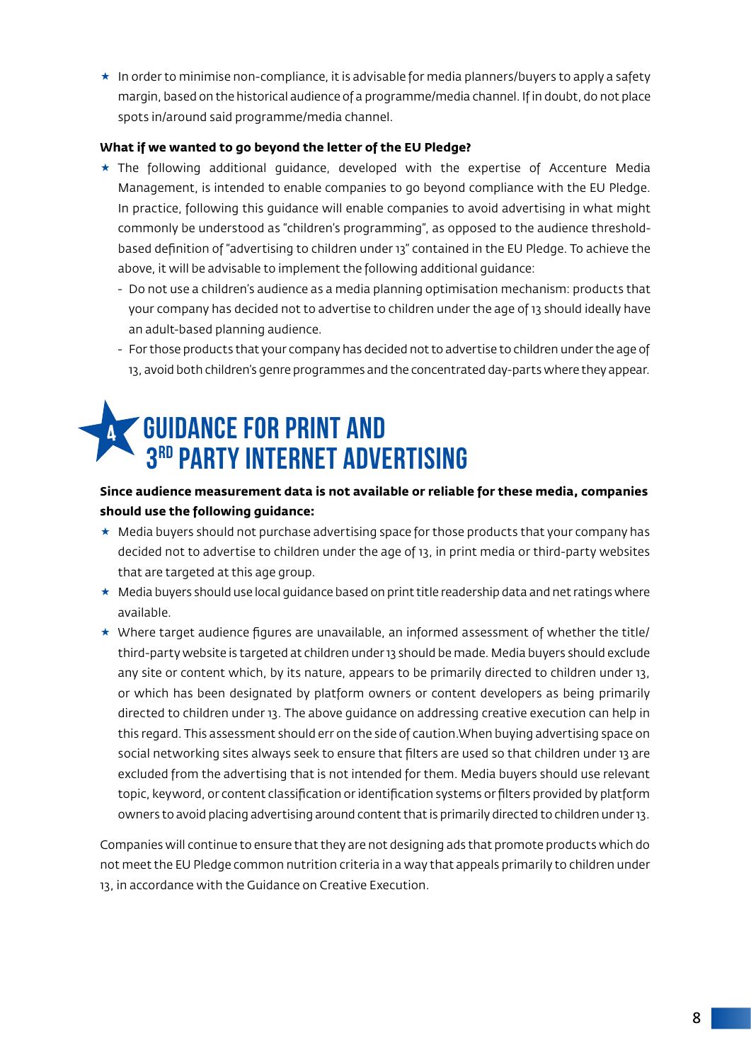- In order to minimise non-compliance, it is advisable for media planners/buyers to apply a safety margin, based on the historical audience of a programme/media channel. If in doubt, do not place spots in/around said programme/media channel.

**What if we wanted to go beyond the letter of the EU Pledge?**

- The following additional guidance, developed with the expertise of Accenture Media Management, is intended to enable companies to go beyond compliance with the EU Pledge. In practice, following this guidance will enable companies to avoid advertising in what might commonly be understood as "children's programming", as opposed to the audience threshold-based definition of "advertising to children under 13" contained in the EU Pledge. To achieve the above, it will be advisable to implement the following additional guidance:
  - Do not use a children's audience as a media planning optimisation mechanism: products that your company has decided not to advertise to children under the age of 13 should ideally have an adult-based planning audience.
  - For those products that your company has decided not to advertise to children under the age of 13, avoid both children's genre programmes and the concentrated day-parts where they appear.

# 4 GUIDANCE FOR PRINT AND 3RD PARTY INTERNET ADVERTISING

**Since audience measurement data is not available or reliable for these media, companies should use the following guidance:**

- Media buyers should not purchase advertising space for those products that your company has decided not to advertise to children under the age of 13, in print media or third-party websites that are targeted at this age group.
- Media buyers should use local guidance based on print title readership data and net ratings where available.
- Where target audience figures are unavailable, an informed assessment of whether the title/third-party website is targeted at children under 13 should be made. Media buyers should exclude any site or content which, by its nature, appears to be primarily directed to children under 13, or which has been designated by platform owners or content developers as being primarily directed to children under 13. The above guidance on addressing creative execution can help in this regard. This assessment should err on the side of caution.When buying advertising space on social networking sites always seek to ensure that filters are used so that children under 13 are excluded from the advertising that is not intended for them. Media buyers should use relevant topic, keyword, or content classification or identification systems or filters provided by platform owners to avoid placing advertising around content that is primarily directed to children under 13.

Companies will continue to ensure that they are not designing ads that promote products which do not meet the EU Pledge common nutrition criteria in a way that appeals primarily to children under 13, in accordance with the Guidance on Creative Execution.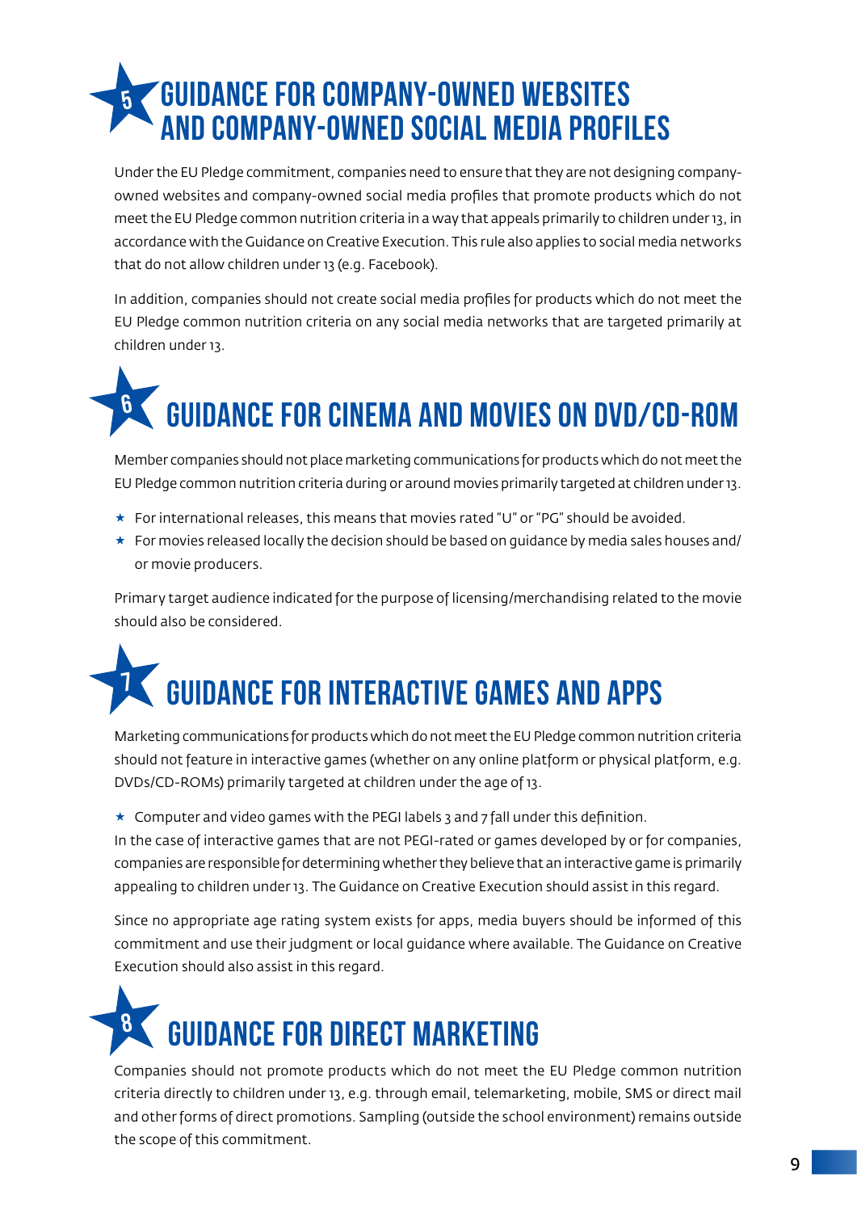## 5 GUIDANCE FOR COMPANY-OWNED WEBSITES AND COMPANY-OWNED SOCIAL MEDIA PROFILES

Under the EU Pledge commitment, companies need to ensure that they are not designing company-owned websites and company-owned social media profiles that promote products which do not meet the EU Pledge common nutrition criteria in a way that appeals primarily to children under 13, in accordance with the Guidance on Creative Execution. This rule also applies to social media networks that do not allow children under 13 (e.g. Facebook).

In addition, companies should not create social media profiles for products which do not meet the EU Pledge common nutrition criteria on any social media networks that are targeted primarily at children under 13.

## 6 GUIDANCE FOR CINEMA AND MOVIES ON DVD/CD-ROM

Member companies should not place marketing communications for products which do not meet the EU Pledge common nutrition criteria during or around movies primarily targeted at children under 13.

- For international releases, this means that movies rated "U" or "PG" should be avoided.
- For movies released locally the decision should be based on guidance by media sales houses and/or movie producers.

Primary target audience indicated for the purpose of licensing/merchandising related to the movie should also be considered.

## 7 GUIDANCE FOR INTERACTIVE GAMES AND APPS

Marketing communications for products which do not meet the EU Pledge common nutrition criteria should not feature in interactive games (whether on any online platform or physical platform, e.g. DVDs/CD-ROMs) primarily targeted at children under the age of 13.

- Computer and video games with the PEGI labels 3 and 7 fall under this definition.

In the case of interactive games that are not PEGI-rated or games developed by or for companies, companies are responsible for determining whether they believe that an interactive game is primarily appealing to children under 13. The Guidance on Creative Execution should assist in this regard.

Since no appropriate age rating system exists for apps, media buyers should be informed of this commitment and use their judgment or local guidance where available. The Guidance on Creative Execution should also assist in this regard.

## 8 GUIDANCE FOR DIRECT MARKETING

Companies should not promote products which do not meet the EU Pledge common nutrition criteria directly to children under 13, e.g. through email, telemarketing, mobile, SMS or direct mail and other forms of direct promotions. Sampling (outside the school environment) remains outside the scope of this commitment.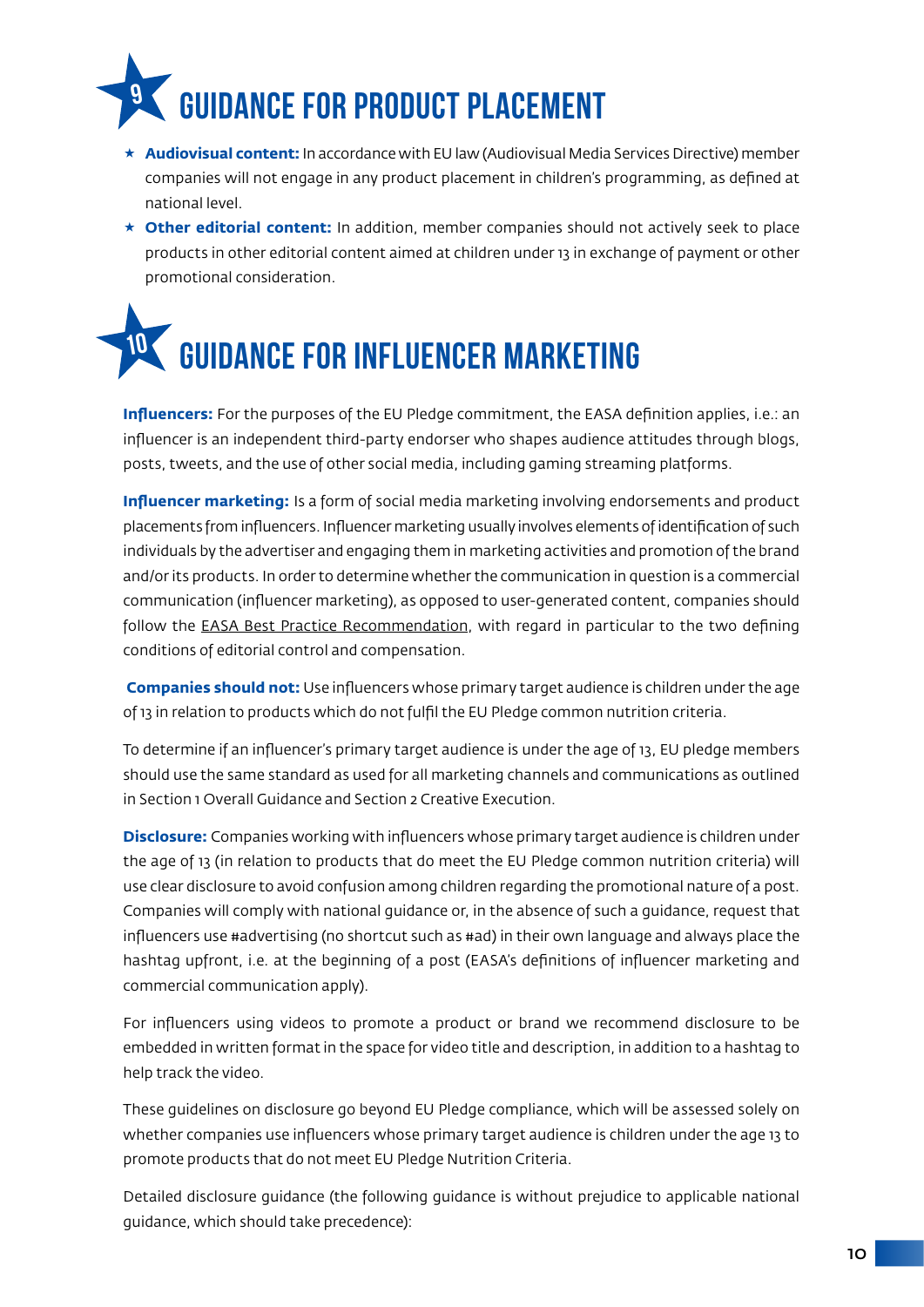# 9 GUIDANCE FOR PRODUCT PLACEMENT

- **Audiovisual content:** In accordance with EU law (Audiovisual Media Services Directive) member companies will not engage in any product placement in children's programming, as defined at national level.
- **Other editorial content:** In addition, member companies should not actively seek to place products in other editorial content aimed at children under 13 in exchange of payment or other promotional consideration.

# 10 GUIDANCE FOR INFLUENCER MARKETING

**Influencers:** For the purposes of the EU Pledge commitment, the EASA definition applies, i.e.: an influencer is an independent third-party endorser who shapes audience attitudes through blogs, posts, tweets, and the use of other social media, including gaming streaming platforms.

**Influencer marketing:** Is a form of social media marketing involving endorsements and product placements from influencers. Influencer marketing usually involves elements of identification of such individuals by the advertiser and engaging them in marketing activities and promotion of the brand and/or its products. In order to determine whether the communication in question is a commercial communication (influencer marketing), as opposed to user-generated content, companies should follow the EASA Best Practice Recommendation, with regard in particular to the two defining conditions of editorial control and compensation.

**Companies should not:** Use influencers whose primary target audience is children under the age of 13 in relation to products which do not fulfil the EU Pledge common nutrition criteria.

To determine if an influencer's primary target audience is under the age of 13, EU pledge members should use the same standard as used for all marketing channels and communications as outlined in Section 1 Overall Guidance and Section 2 Creative Execution.

**Disclosure:** Companies working with influencers whose primary target audience is children under the age of 13 (in relation to products that do meet the EU Pledge common nutrition criteria) will use clear disclosure to avoid confusion among children regarding the promotional nature of a post. Companies will comply with national guidance or, in the absence of such a guidance, request that influencers use #advertising (no shortcut such as #ad) in their own language and always place the hashtag upfront, i.e. at the beginning of a post (EASA's definitions of influencer marketing and commercial communication apply).

For influencers using videos to promote a product or brand we recommend disclosure to be embedded in written format in the space for video title and description, in addition to a hashtag to help track the video.

These guidelines on disclosure go beyond EU Pledge compliance, which will be assessed solely on whether companies use influencers whose primary target audience is children under the age 13 to promote products that do not meet EU Pledge Nutrition Criteria.

Detailed disclosure guidance (the following guidance is without prejudice to applicable national guidance, which should take precedence):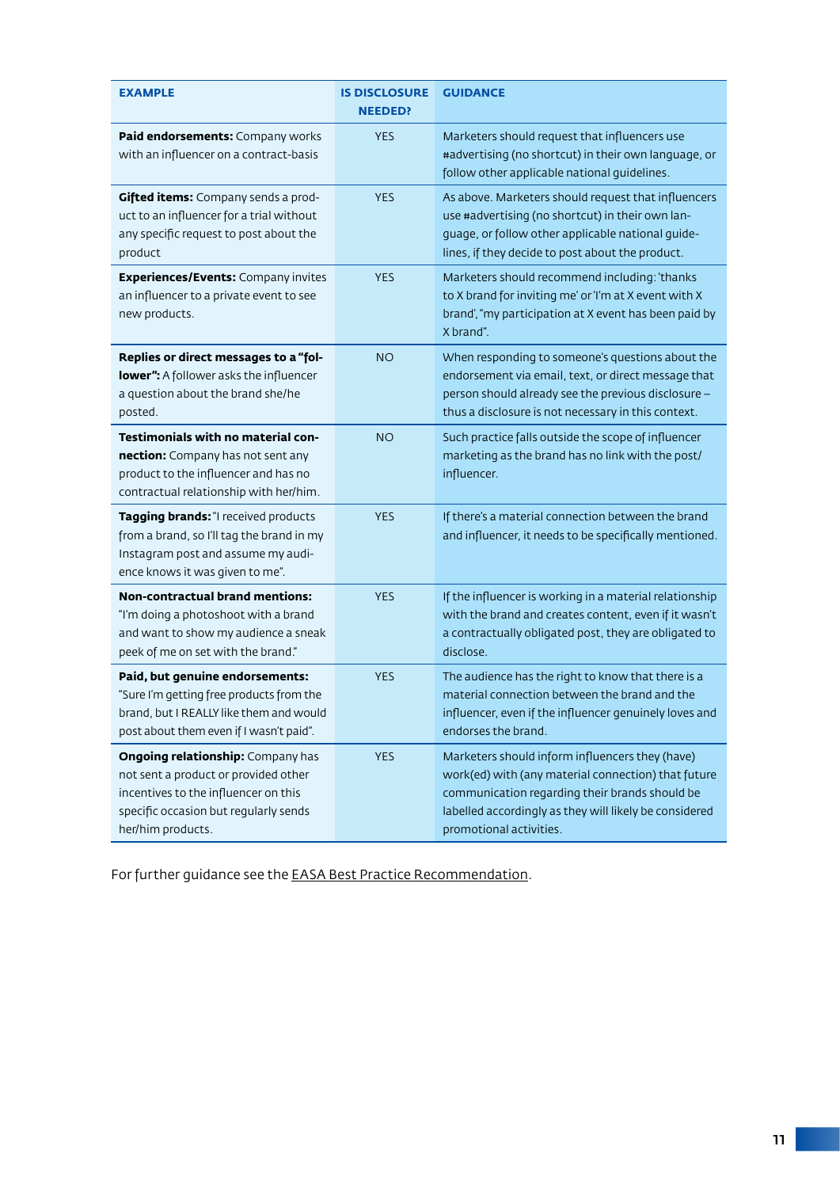| EXAMPLE | IS DISCLOSURE NEEDED? | GUIDANCE |
|---|---|---|
| **Paid endorsements:** Company works with an influencer on a contract-basis | YES | Marketers should request that influencers use #advertising (no shortcut) in their own language, or follow other applicable national guidelines. |
| **Gifted items:** Company sends a product to an influencer for a trial without any specific request to post about the product | YES | As above. Marketers should request that influencers use #advertising (no shortcut) in their own language, or follow other applicable national guidelines, if they decide to post about the product. |
| **Experiences/Events:** Company invites an influencer to a private event to see new products. | YES | Marketers should recommend including: 'thanks to X brand for inviting me' or 'I'm at X event with X brand', "my participation at X event has been paid by X brand". |
| **Replies or direct messages to a "follower":** A follower asks the influencer a question about the brand she/he posted. | NO | When responding to someone's questions about the endorsement via email, text, or direct message that person should already see the previous disclosure – thus a disclosure is not necessary in this context. |
| **Testimonials with no material connection:** Company has not sent any product to the influencer and has no contractual relationship with her/him. | NO | Such practice falls outside the scope of influencer marketing as the brand has no link with the post/influencer. |
| **Tagging brands:** "I received products from a brand, so I'll tag the brand in my Instagram post and assume my audience knows it was given to me". | YES | If there's a material connection between the brand and influencer, it needs to be specifically mentioned. |
| **Non-contractual brand mentions:** "I'm doing a photoshoot with a brand and want to show my audience a sneak peek of me on set with the brand." | YES | If the influencer is working in a material relationship with the brand and creates content, even if it wasn't a contractually obligated post, they are obligated to disclose. |
| **Paid, but genuine endorsements:** "Sure I'm getting free products from the brand, but I REALLY like them and would post about them even if I wasn't paid". | YES | The audience has the right to know that there is a material connection between the brand and the influencer, even if the influencer genuinely loves and endorses the brand. |
| **Ongoing relationship:** Company has not sent a product or provided other incentives to the influencer on this specific occasion but regularly sends her/him products. | YES | Marketers should inform influencers they (have) work(ed) with (any material connection) that future communication regarding their brands should be labelled accordingly as they will likely be considered promotional activities. |

For further guidance see the EASA Best Practice Recommendation.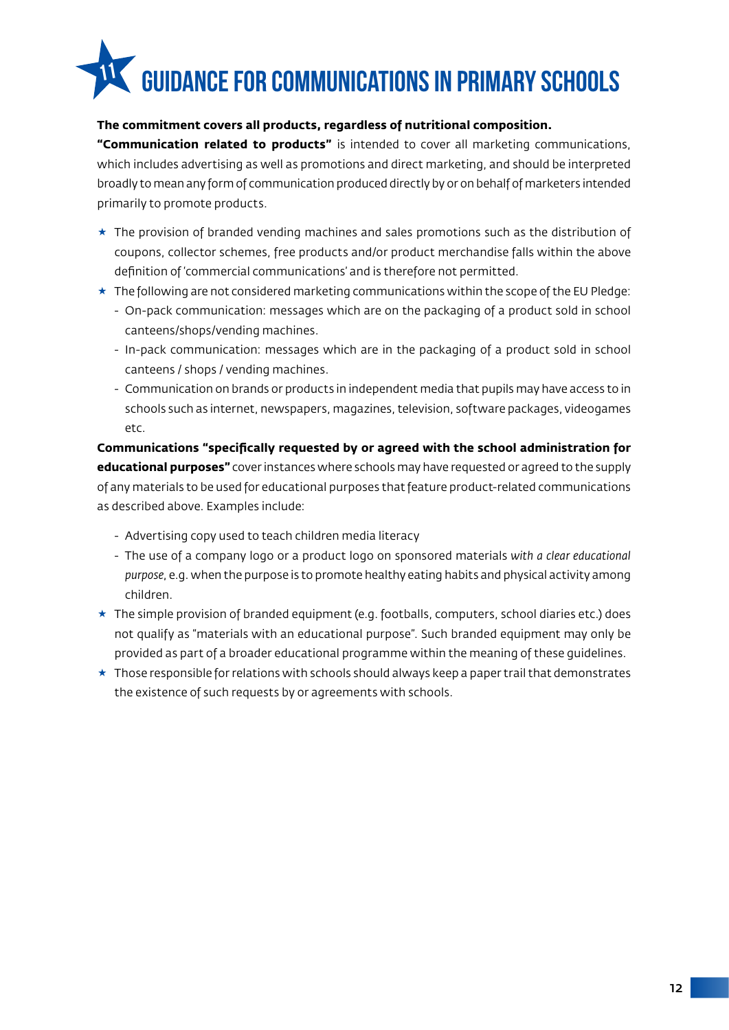# 11 GUIDANCE FOR COMMUNICATIONS IN PRIMARY SCHOOLS

**The commitment covers all products, regardless of nutritional composition.**

**"Communication related to products"** is intended to cover all marketing communications, which includes advertising as well as promotions and direct marketing, and should be interpreted broadly to mean any form of communication produced directly by or on behalf of marketers intended primarily to promote products.

- The provision of branded vending machines and sales promotions such as the distribution of coupons, collector schemes, free products and/or product merchandise falls within the above definition of 'commercial communications' and is therefore not permitted.
- The following are not considered marketing communications within the scope of the EU Pledge:
  - On-pack communication: messages which are on the packaging of a product sold in school canteens/shops/vending machines.
  - In-pack communication: messages which are in the packaging of a product sold in school canteens / shops / vending machines.
  - Communication on brands or products in independent media that pupils may have access to in schools such as internet, newspapers, magazines, television, software packages, videogames etc.

**Communications "specifically requested by or agreed with the school administration for educational purposes"** cover instances where schools may have requested or agreed to the supply of any materials to be used for educational purposes that feature product-related communications as described above. Examples include:

- Advertising copy used to teach children media literacy
- The use of a company logo or a product logo on sponsored materials *with a clear educational purpose*, e.g. when the purpose is to promote healthy eating habits and physical activity among children.

- The simple provision of branded equipment (e.g. footballs, computers, school diaries etc.) does not qualify as "materials with an educational purpose". Such branded equipment may only be provided as part of a broader educational programme within the meaning of these guidelines.
- Those responsible for relations with schools should always keep a paper trail that demonstrates the existence of such requests by or agreements with schools.